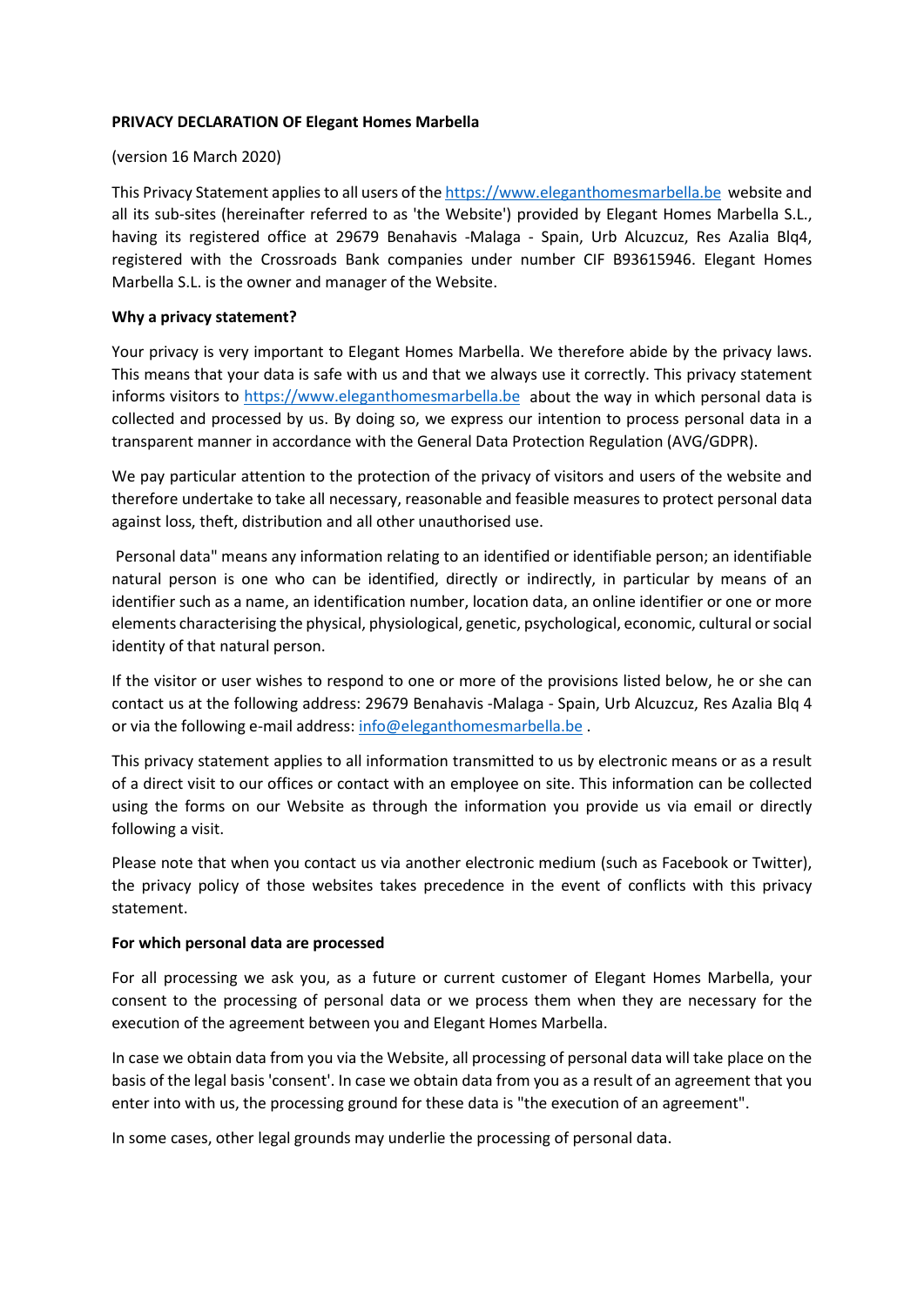**PRIVACY DECLARATION OF Elegant Homes Marbella**

(version 16 March 2020)

This Privacy Statement applies to all users of the https://www.eleganthomesmarbella.be website and all its sub-sites (hereinafter referred to as 'the Website') provided by Elegant Homes Marbella S.L., having its registered office at 29679 Benahavis -Malaga - Spain, Urb Alcuzcuz, Res Azalia Blq4, registered with the Crossroads Bank companies under number CIF B93615946. Elegant Homes Marbella S.L. is the owner and manager of the Website.

**Why a privacy statement?**

Your privacy is very important to Elegant Homes Marbella. We therefore abide by the privacy laws. This means that your data is safe with us and that we always use it correctly. This privacy statement informs visitors to https://www.eleganthomesmarbella.be about the way in which personal data is collected and processed by us. By doing so, we express our intention to process personal data in a transparent manner in accordance with the General Data Protection Regulation (AVG/GDPR).

We pay particular attention to the protection of the privacy of visitors and users of the website and therefore undertake to take all necessary, reasonable and feasible measures to protect personal data against loss, theft, distribution and all other unauthorised use.

Personal data" means any information relating to an identified or identifiable person; an identifiable natural person is one who can be identified, directly or indirectly, in particular by means of an identifier such as a name, an identification number, location data, an online identifier or one or more elements characterising the physical, physiological, genetic, psychological, economic, cultural or social identity of that natural person.

If the visitor or user wishes to respond to one or more of the provisions listed below, he or she can contact us at the following address: 29679 Benahavis -Malaga - Spain, Urb Alcuzcuz, Res Azalia Blq 4 or via the following e-mail address: info@eleganthomesmarbella.be .

This privacy statement applies to all information transmitted to us by electronic means or as a result of a direct visit to our offices or contact with an employee on site. This information can be collected using the forms on our Website as through the information you provide us via email or directly following a visit.

Please note that when you contact us via another electronic medium (such as Facebook or Twitter), the privacy policy of those websites takes precedence in the event of conflicts with this privacy statement.

**For which personal data are processed**

For all processing we ask you, as a future or current customer of Elegant Homes Marbella, your consent to the processing of personal data or we process them when they are necessary for the execution of the agreement between you and Elegant Homes Marbella.

In case we obtain data from you via the Website, all processing of personal data will take place on the basis of the legal basis 'consent'. In case we obtain data from you as a result of an agreement that you enter into with us, the processing ground for these data is "the execution of an agreement".

In some cases, other legal grounds may underlie the processing of personal data.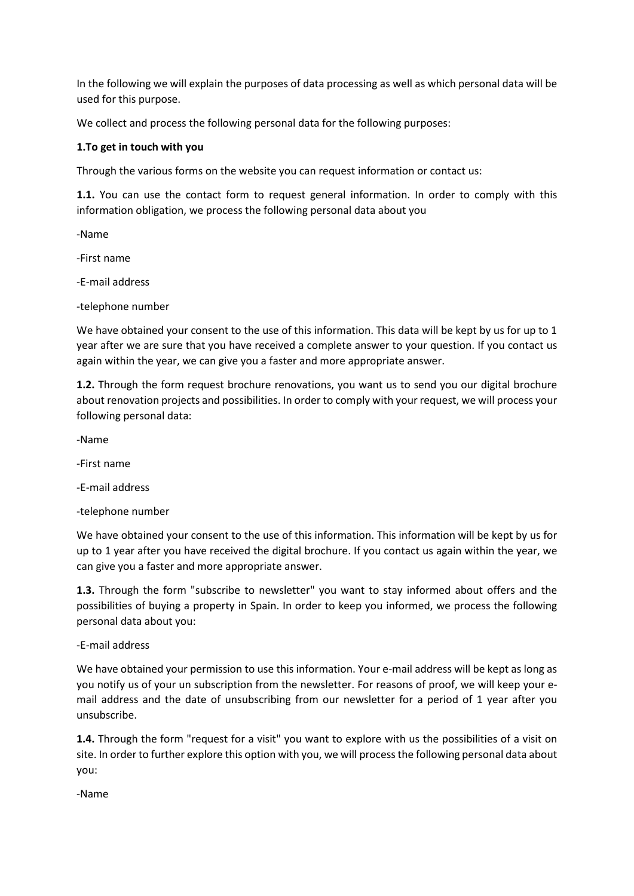In the following we will explain the purposes of data processing as well as which personal data will be used for this purpose.

We collect and process the following personal data for the following purposes:

**1.To get in touch with you**

Through the various forms on the website you can request information or contact us:

**1.1.** You can use the contact form to request general information. In order to comply with this information obligation, we process the following personal data about you

-Name

-First name

-E-mail address

-telephone number

We have obtained your consent to the use of this information. This data will be kept by us for up to 1 year after we are sure that you have received a complete answer to your question. If you contact us again within the year, we can give you a faster and more appropriate answer.

**1.2.** Through the form request brochure renovations, you want us to send you our digital brochure about renovation projects and possibilities. In order to comply with your request, we will process your following personal data:

-Name

-First name

-E-mail address

-telephone number

We have obtained your consent to the use of this information. This information will be kept by us for up to 1 year after you have received the digital brochure. If you contact us again within the year, we can give you a faster and more appropriate answer.

**1.3.** Through the form "subscribe to newsletter" you want to stay informed about offers and the possibilities of buying a property in Spain. In order to keep you informed, we process the following personal data about you:

-E-mail address

We have obtained your permission to use this information. Your e-mail address will be kept as long as you notify us of your un subscription from the newsletter. For reasons of proof, we will keep your e-mail address and the date of unsubscribing from our newsletter for a period of 1 year after you unsubscribe.

**1.4.** Through the form "request for a visit" you want to explore with us the possibilities of a visit on site. In order to further explore this option with you, we will process the following personal data about you:

-Name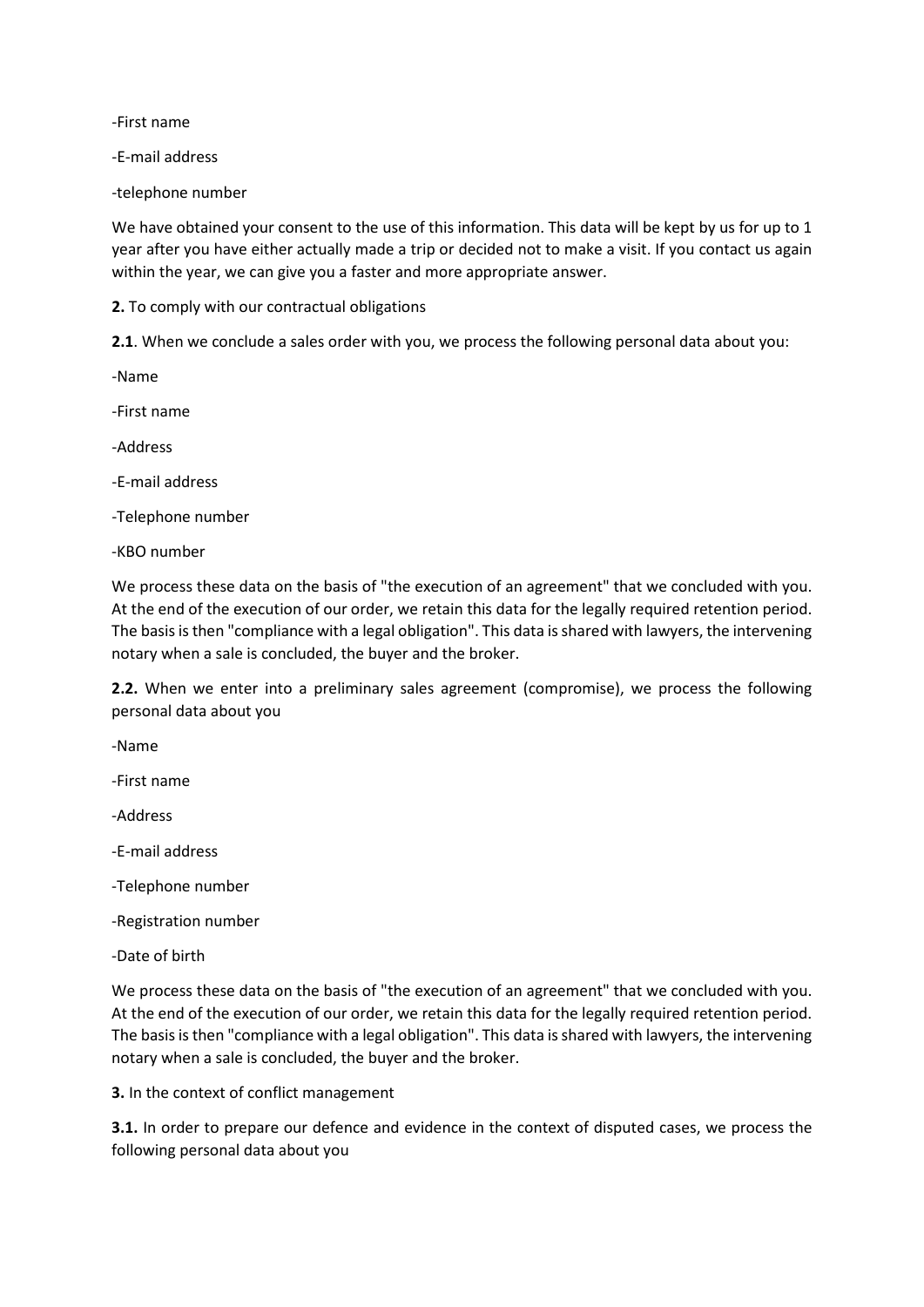-First name

-E-mail address

-telephone number

We have obtained your consent to the use of this information. This data will be kept by us for up to 1 year after you have either actually made a trip or decided not to make a visit. If you contact us again within the year, we can give you a faster and more appropriate answer.

**2.** To comply with our contractual obligations

**2.1**. When we conclude a sales order with you, we process the following personal data about you:

-Name

-First name

-Address

-E-mail address

-Telephone number

-KBO number

We process these data on the basis of "the execution of an agreement" that we concluded with you. At the end of the execution of our order, we retain this data for the legally required retention period. The basis is then "compliance with a legal obligation". This data is shared with lawyers, the intervening notary when a sale is concluded, the buyer and the broker.

**2.2.** When we enter into a preliminary sales agreement (compromise), we process the following personal data about you

-Name

-First name

-Address

-E-mail address

-Telephone number

-Registration number

-Date of birth

We process these data on the basis of "the execution of an agreement" that we concluded with you. At the end of the execution of our order, we retain this data for the legally required retention period. The basis is then "compliance with a legal obligation". This data is shared with lawyers, the intervening notary when a sale is concluded, the buyer and the broker.

**3.** In the context of conflict management

**3.1.** In order to prepare our defence and evidence in the context of disputed cases, we process the following personal data about you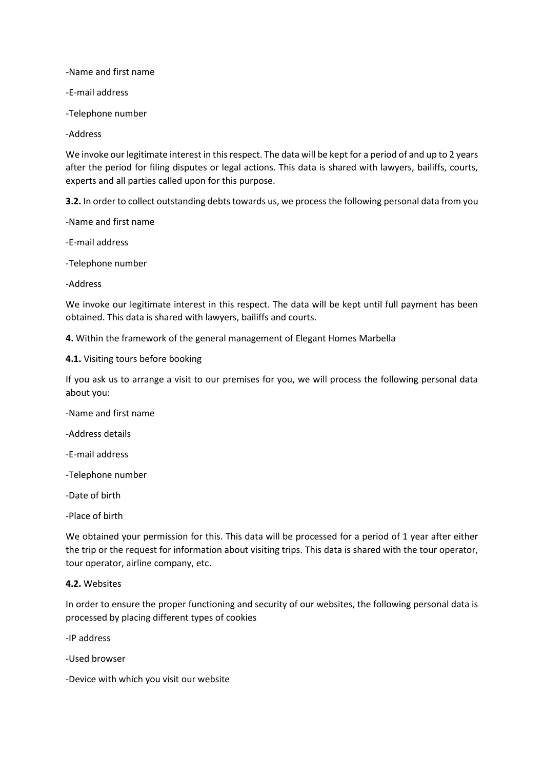-Name and first name

-E-mail address

-Telephone number

-Address

We invoke our legitimate interest in this respect. The data will be kept for a period of and up to 2 years after the period for filing disputes or legal actions. This data is shared with lawyers, bailiffs, courts, experts and all parties called upon for this purpose.

**3.2.** In order to collect outstanding debts towards us, we process the following personal data from you

-Name and first name

-E-mail address

-Telephone number

-Address

We invoke our legitimate interest in this respect. The data will be kept until full payment has been obtained. This data is shared with lawyers, bailiffs and courts.

**4.** Within the framework of the general management of Elegant Homes Marbella

**4.1.** Visiting tours before booking

If you ask us to arrange a visit to our premises for you, we will process the following personal data about you:

-Name and first name

-Address details

-E-mail address

-Telephone number

-Date of birth

-Place of birth

We obtained your permission for this. This data will be processed for a period of 1 year after either the trip or the request for information about visiting trips. This data is shared with the tour operator, tour operator, airline company, etc.

**4.2.** Websites

In order to ensure the proper functioning and security of our websites, the following personal data is processed by placing different types of cookies

-IP address

-Used browser

-Device with which you visit our website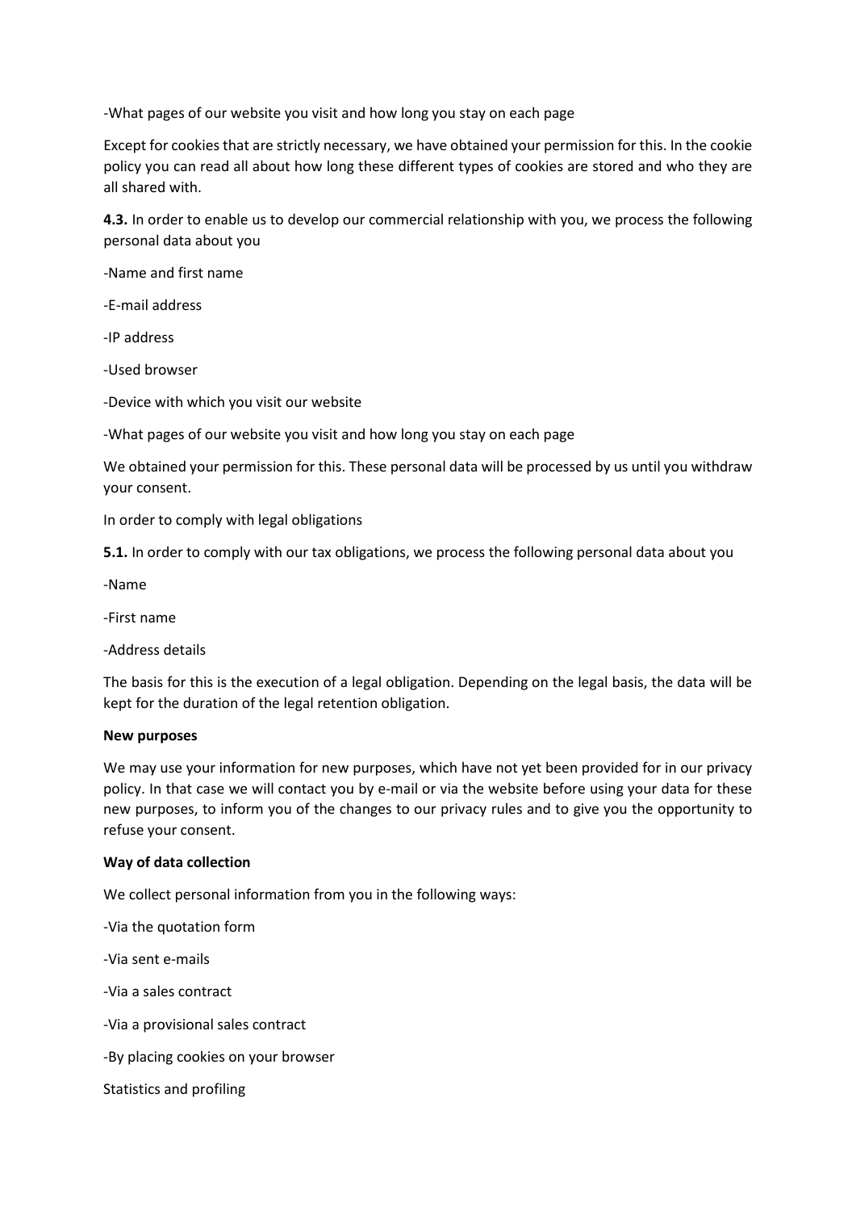-What pages of our website you visit and how long you stay on each page

Except for cookies that are strictly necessary, we have obtained your permission for this. In the cookie policy you can read all about how long these different types of cookies are stored and who they are all shared with.

**4.3.** In order to enable us to develop our commercial relationship with you, we process the following personal data about you

-Name and first name

-E-mail address

-IP address

-Used browser

-Device with which you visit our website

-What pages of our website you visit and how long you stay on each page

We obtained your permission for this. These personal data will be processed by us until you withdraw your consent.

In order to comply with legal obligations

**5.1.** In order to comply with our tax obligations, we process the following personal data about you

-Name

-First name

-Address details

The basis for this is the execution of a legal obligation. Depending on the legal basis, the data will be kept for the duration of the legal retention obligation.

**New purposes**

We may use your information for new purposes, which have not yet been provided for in our privacy policy. In that case we will contact you by e-mail or via the website before using your data for these new purposes, to inform you of the changes to our privacy rules and to give you the opportunity to refuse your consent.

**Way of data collection**

We collect personal information from you in the following ways:

-Via the quotation form

-Via sent e-mails

-Via a sales contract

-Via a provisional sales contract

-By placing cookies on your browser

Statistics and profiling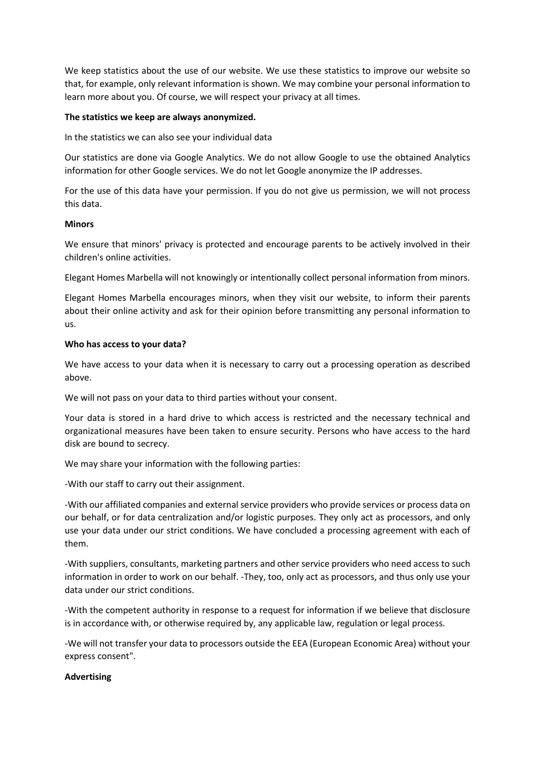We keep statistics about the use of our website. We use these statistics to improve our website so that, for example, only relevant information is shown. We may combine your personal information to learn more about you. Of course, we will respect your privacy at all times.

**The statistics we keep are always anonymized.**

In the statistics we can also see your individual data

Our statistics are done via Google Analytics. We do not allow Google to use the obtained Analytics information for other Google services. We do not let Google anonymize the IP addresses.

For the use of this data have your permission. If you do not give us permission, we will not process this data.

**Minors**

We ensure that minors' privacy is protected and encourage parents to be actively involved in their children's online activities.

Elegant Homes Marbella will not knowingly or intentionally collect personal information from minors.

Elegant Homes Marbella encourages minors, when they visit our website, to inform their parents about their online activity and ask for their opinion before transmitting any personal information to us.

**Who has access to your data?**

We have access to your data when it is necessary to carry out a processing operation as described above.

We will not pass on your data to third parties without your consent.

Your data is stored in a hard drive to which access is restricted and the necessary technical and organizational measures have been taken to ensure security. Persons who have access to the hard disk are bound to secrecy.

We may share your information with the following parties:

-With our staff to carry out their assignment.

-With our affiliated companies and external service providers who provide services or process data on our behalf, or for data centralization and/or logistic purposes. They only act as processors, and only use your data under our strict conditions. We have concluded a processing agreement with each of them.

-With suppliers, consultants, marketing partners and other service providers who need access to such information in order to work on our behalf. -They, too, only act as processors, and thus only use your data under our strict conditions.

-With the competent authority in response to a request for information if we believe that disclosure is in accordance with, or otherwise required by, any applicable law, regulation or legal process.

-We will not transfer your data to processors outside the EEA (European Economic Area) without your express consent".

**Advertising**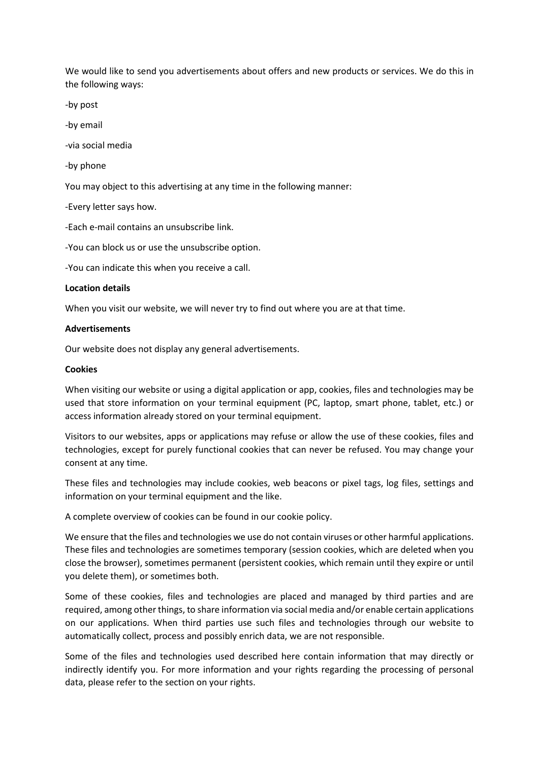We would like to send you advertisements about offers and new products or services. We do this in the following ways:

-by post

-by email

-via social media

-by phone

You may object to this advertising at any time in the following manner:

-Every letter says how.

-Each e-mail contains an unsubscribe link.

-You can block us or use the unsubscribe option.

-You can indicate this when you receive a call.

**Location details**

When you visit our website, we will never try to find out where you are at that time.

**Advertisements**

Our website does not display any general advertisements.

**Cookies**

When visiting our website or using a digital application or app, cookies, files and technologies may be used that store information on your terminal equipment (PC, laptop, smart phone, tablet, etc.) or access information already stored on your terminal equipment.

Visitors to our websites, apps or applications may refuse or allow the use of these cookies, files and technologies, except for purely functional cookies that can never be refused. You may change your consent at any time.

These files and technologies may include cookies, web beacons or pixel tags, log files, settings and information on your terminal equipment and the like.

A complete overview of cookies can be found in our cookie policy.

We ensure that the files and technologies we use do not contain viruses or other harmful applications. These files and technologies are sometimes temporary (session cookies, which are deleted when you close the browser), sometimes permanent (persistent cookies, which remain until they expire or until you delete them), or sometimes both.

Some of these cookies, files and technologies are placed and managed by third parties and are required, among other things, to share information via social media and/or enable certain applications on our applications. When third parties use such files and technologies through our website to automatically collect, process and possibly enrich data, we are not responsible.

Some of the files and technologies used described here contain information that may directly or indirectly identify you. For more information and your rights regarding the processing of personal data, please refer to the section on your rights.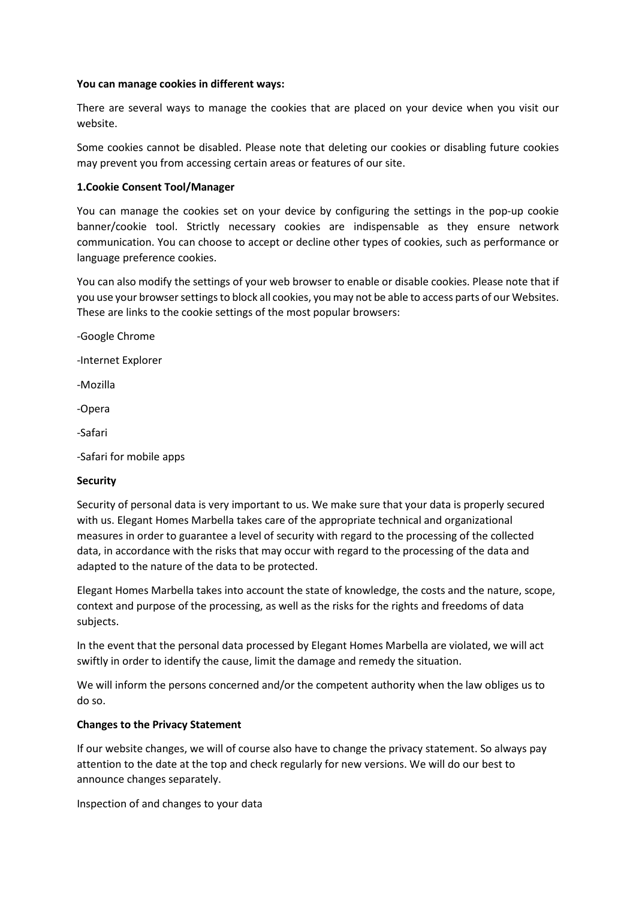**You can manage cookies in different ways:**

There are several ways to manage the cookies that are placed on your device when you visit our website.

Some cookies cannot be disabled. Please note that deleting our cookies or disabling future cookies may prevent you from accessing certain areas or features of our site.

**1.Cookie Consent Tool/Manager**

You can manage the cookies set on your device by configuring the settings in the pop-up cookie banner/cookie tool. Strictly necessary cookies are indispensable as they ensure network communication. You can choose to accept or decline other types of cookies, such as performance or language preference cookies.

You can also modify the settings of your web browser to enable or disable cookies. Please note that if you use your browser settings to block all cookies, you may not be able to access parts of our Websites. These are links to the cookie settings of the most popular browsers:

-Google Chrome

-Internet Explorer

-Mozilla

-Opera

-Safari

-Safari for mobile apps

**Security**

Security of personal data is very important to us. We make sure that your data is properly secured with us. Elegant Homes Marbella takes care of the appropriate technical and organizational measures in order to guarantee a level of security with regard to the processing of the collected data, in accordance with the risks that may occur with regard to the processing of the data and adapted to the nature of the data to be protected.

Elegant Homes Marbella takes into account the state of knowledge, the costs and the nature, scope, context and purpose of the processing, as well as the risks for the rights and freedoms of data subjects.

In the event that the personal data processed by Elegant Homes Marbella are violated, we will act swiftly in order to identify the cause, limit the damage and remedy the situation.

We will inform the persons concerned and/or the competent authority when the law obliges us to do so.

**Changes to the Privacy Statement**

If our website changes, we will of course also have to change the privacy statement. So always pay attention to the date at the top and check regularly for new versions. We will do our best to announce changes separately.

Inspection of and changes to your data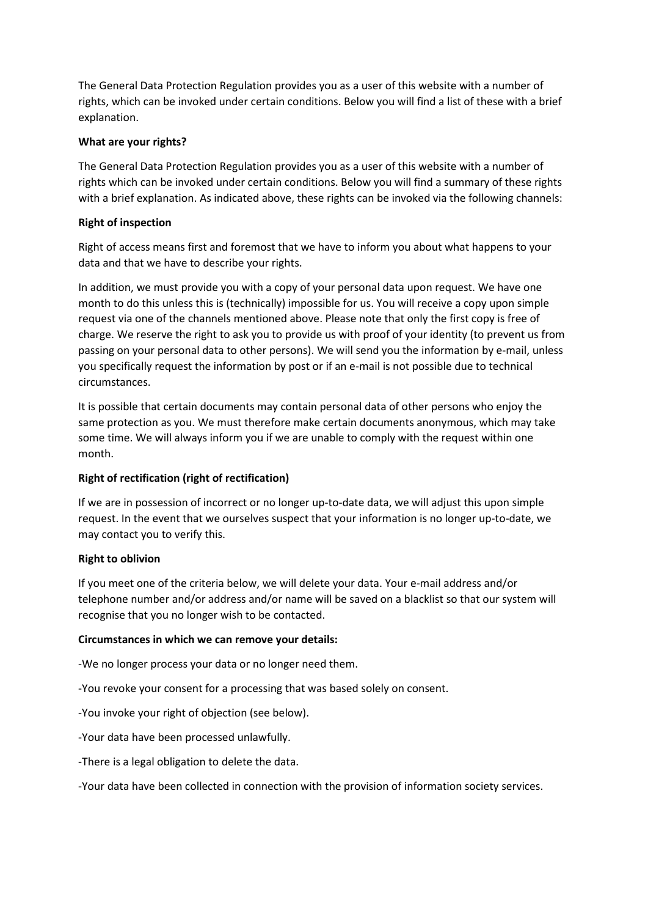The General Data Protection Regulation provides you as a user of this website with a number of rights, which can be invoked under certain conditions. Below you will find a list of these with a brief explanation.

**What are your rights?**

The General Data Protection Regulation provides you as a user of this website with a number of rights which can be invoked under certain conditions. Below you will find a summary of these rights with a brief explanation. As indicated above, these rights can be invoked via the following channels:

**Right of inspection**

Right of access means first and foremost that we have to inform you about what happens to your data and that we have to describe your rights.

In addition, we must provide you with a copy of your personal data upon request. We have one month to do this unless this is (technically) impossible for us. You will receive a copy upon simple request via one of the channels mentioned above. Please note that only the first copy is free of charge. We reserve the right to ask you to provide us with proof of your identity (to prevent us from passing on your personal data to other persons). We will send you the information by e-mail, unless you specifically request the information by post or if an e-mail is not possible due to technical circumstances.

It is possible that certain documents may contain personal data of other persons who enjoy the same protection as you. We must therefore make certain documents anonymous, which may take some time. We will always inform you if we are unable to comply with the request within one month.

**Right of rectification (right of rectification)**

If we are in possession of incorrect or no longer up-to-date data, we will adjust this upon simple request. In the event that we ourselves suspect that your information is no longer up-to-date, we may contact you to verify this.

**Right to oblivion**

If you meet one of the criteria below, we will delete your data. Your e-mail address and/or telephone number and/or address and/or name will be saved on a blacklist so that our system will recognise that you no longer wish to be contacted.

**Circumstances in which we can remove your details:**

-We no longer process your data or no longer need them.

-You revoke your consent for a processing that was based solely on consent.

-You invoke your right of objection (see below).

-Your data have been processed unlawfully.

-There is a legal obligation to delete the data.

-Your data have been collected in connection with the provision of information society services.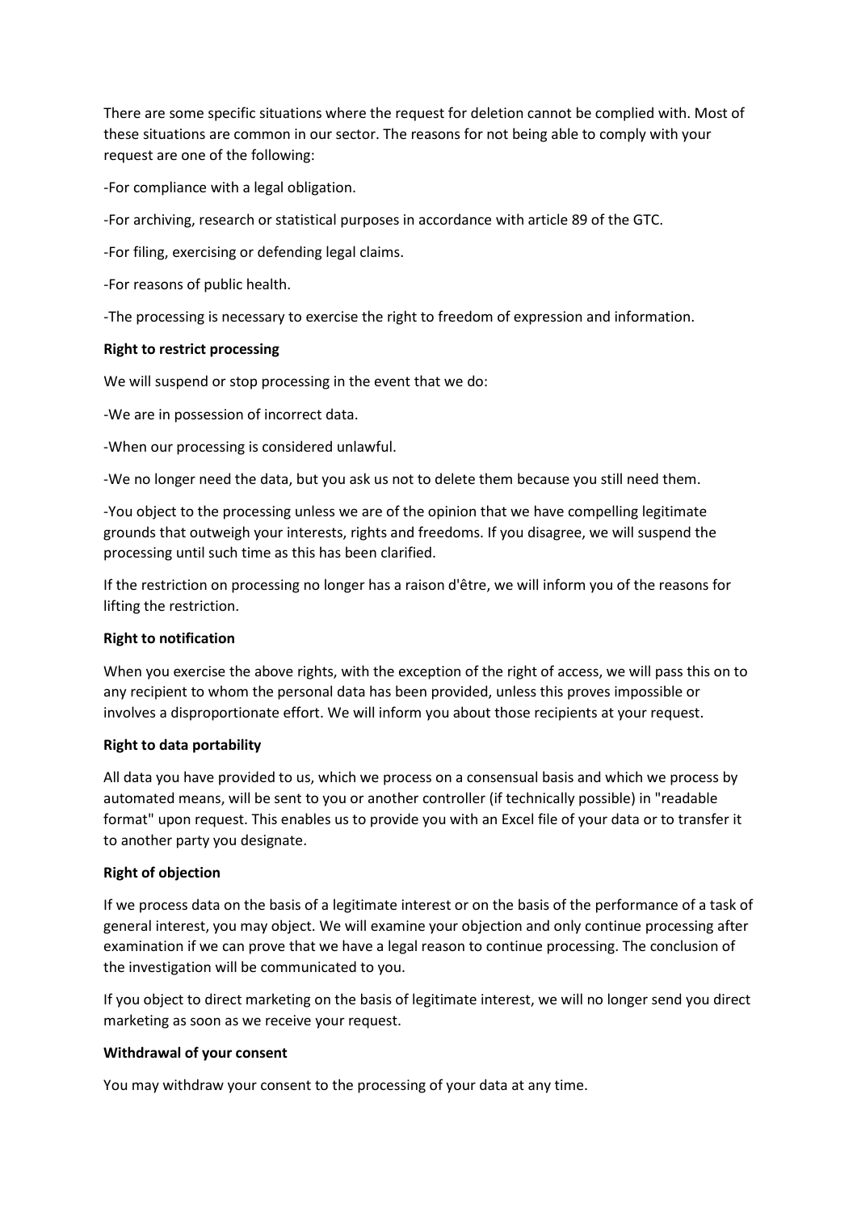There are some specific situations where the request for deletion cannot be complied with. Most of these situations are common in our sector. The reasons for not being able to comply with your request are one of the following:

-For compliance with a legal obligation.

-For archiving, research or statistical purposes in accordance with article 89 of the GTC.

-For filing, exercising or defending legal claims.

-For reasons of public health.

-The processing is necessary to exercise the right to freedom of expression and information.

**Right to restrict processing**

We will suspend or stop processing in the event that we do:

-We are in possession of incorrect data.

-When our processing is considered unlawful.

-We no longer need the data, but you ask us not to delete them because you still need them.

-You object to the processing unless we are of the opinion that we have compelling legitimate grounds that outweigh your interests, rights and freedoms. If you disagree, we will suspend the processing until such time as this has been clarified.

If the restriction on processing no longer has a raison d'être, we will inform you of the reasons for lifting the restriction.

**Right to notification**

When you exercise the above rights, with the exception of the right of access, we will pass this on to any recipient to whom the personal data has been provided, unless this proves impossible or involves a disproportionate effort. We will inform you about those recipients at your request.

**Right to data portability**

All data you have provided to us, which we process on a consensual basis and which we process by automated means, will be sent to you or another controller (if technically possible) in "readable format" upon request. This enables us to provide you with an Excel file of your data or to transfer it to another party you designate.

**Right of objection**

If we process data on the basis of a legitimate interest or on the basis of the performance of a task of general interest, you may object. We will examine your objection and only continue processing after examination if we can prove that we have a legal reason to continue processing. The conclusion of the investigation will be communicated to you.

If you object to direct marketing on the basis of legitimate interest, we will no longer send you direct marketing as soon as we receive your request.

**Withdrawal of your consent**

You may withdraw your consent to the processing of your data at any time.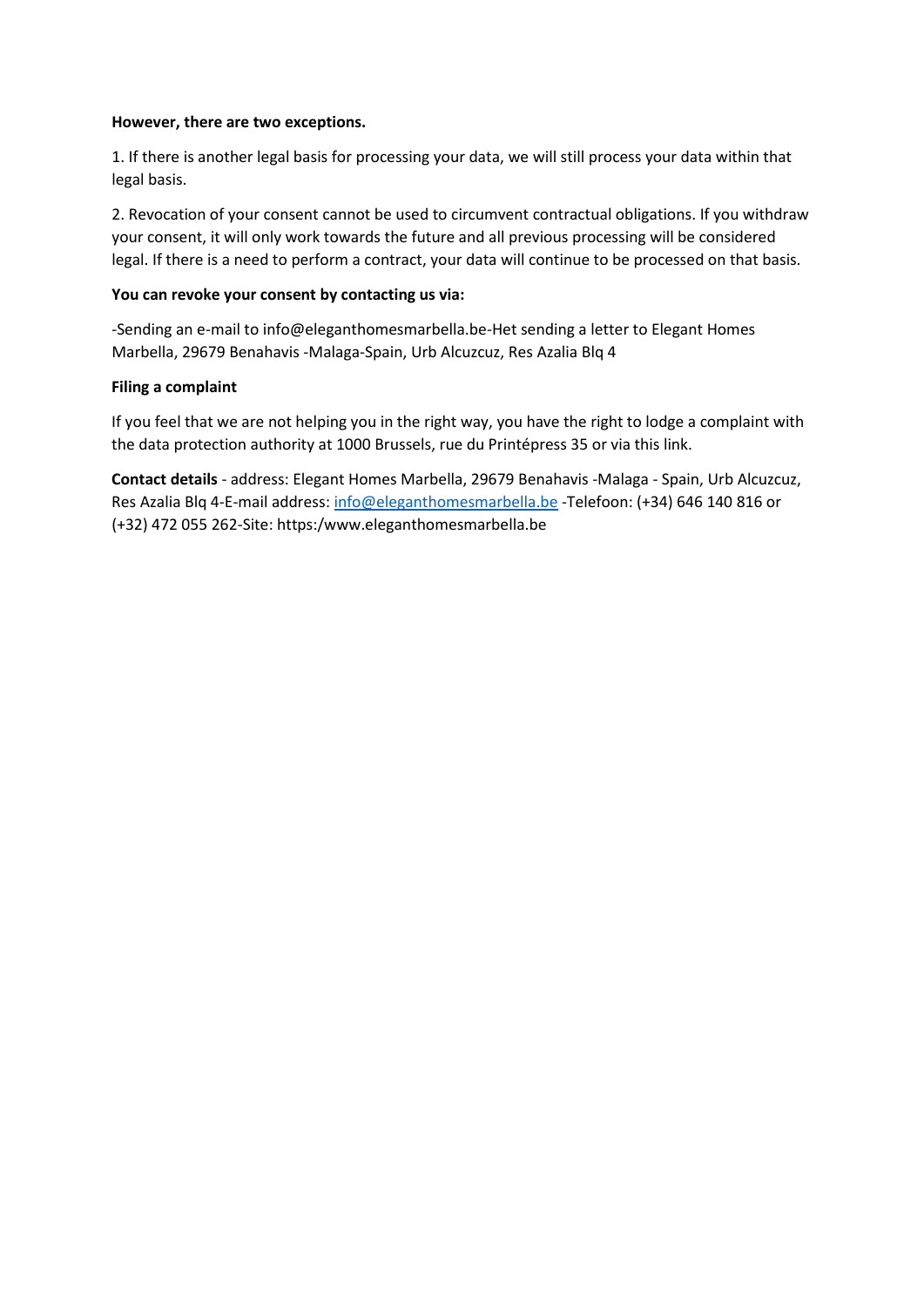**However, there are two exceptions.**

1. If there is another legal basis for processing your data, we will still process your data within that legal basis.

2. Revocation of your consent cannot be used to circumvent contractual obligations. If you withdraw your consent, it will only work towards the future and all previous processing will be considered legal. If there is a need to perform a contract, your data will continue to be processed on that basis.

**You can revoke your consent by contacting us via:**

-Sending an e-mail to info@eleganthomesmarbella.be-Het sending a letter to Elegant Homes Marbella, 29679 Benahavis -Malaga-Spain, Urb Alcuzcuz, Res Azalia Blq 4

**Filing a complaint**

If you feel that we are not helping you in the right way, you have the right to lodge a complaint with the data protection authority at 1000 Brussels, rue du Printépress 35 or via this link.

**Contact details** - address: Elegant Homes Marbella, 29679 Benahavis -Malaga - Spain, Urb Alcuzcuz, Res Azalia Blq 4-E-mail address: info@eleganthomesmarbella.be -Telefoon: (+34) 646 140 816 or (+32) 472 055 262-Site: https:/www.eleganthomesmarbella.be